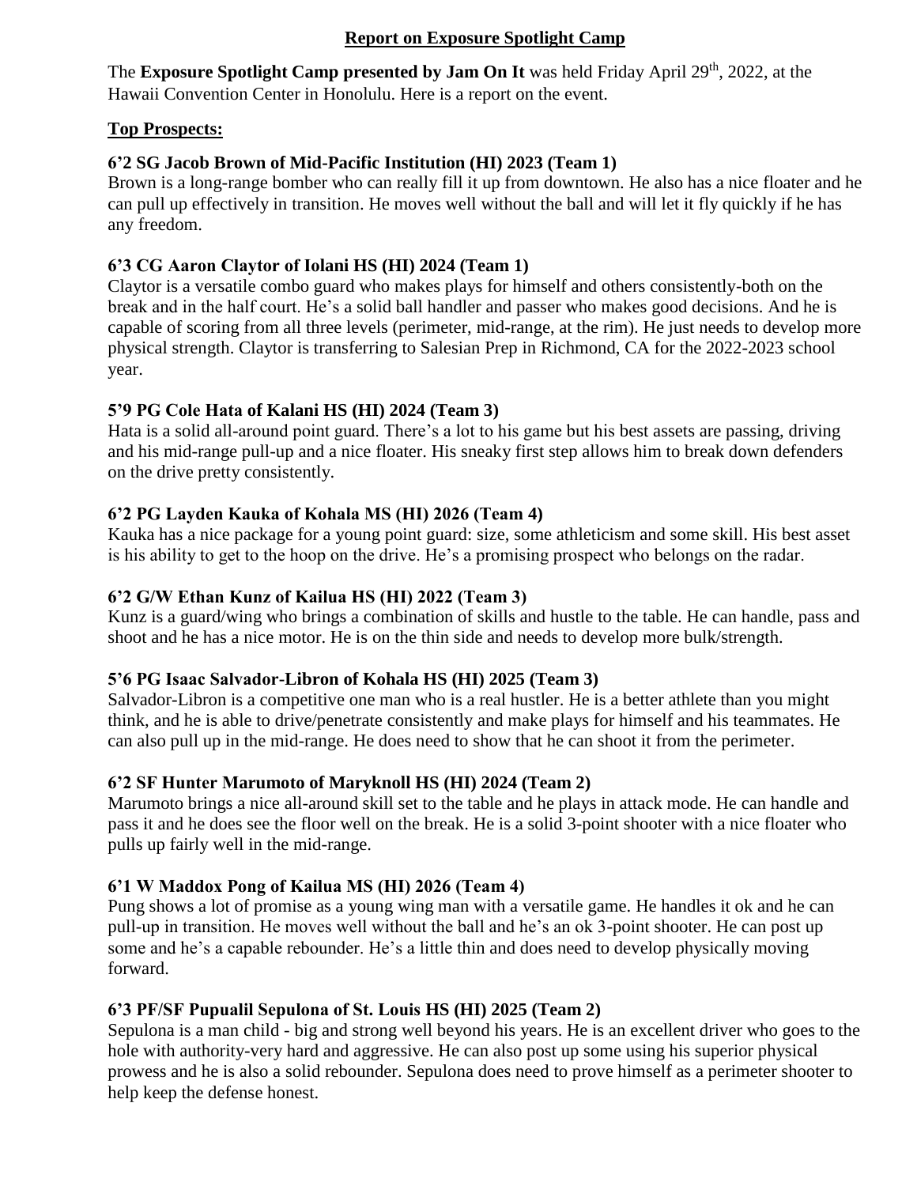# Report on Exposure Spotlight Camp

The **Exposure Spotlight Camp presented by Jam On It** was held Friday April 29th, 2022, at the Hawaii Convention Center in Honolulu. Here is a report on the event.

## Top Prospects:

### 6'2 SG Jacob Brown of Mid-Pacific Institution (HI) 2023 (Team 1)

Brown is a long-range bomber who can really fill it up from downtown. He also has a nice floater and he can pull up effectively in transition. He moves well without the ball and will let it fly quickly if he has any freedom.

### 6'3 CG Aaron Claytor of Iolani HS (HI) 2024 (Team 1)

Claytor is a versatile combo guard who makes plays for himself and others consistently-both on the break and in the half court. He's a solid ball handler and passer who makes good decisions. And he is capable of scoring from all three levels (perimeter, mid-range, at the rim). He just needs to develop more physical strength. Claytor is transferring to Salesian Prep in Richmond, CA for the 2022-2023 school year.

### 5'9 PG Cole Hata of Kalani HS (HI) 2024 (Team 3)

Hata is a solid all-around point guard. There's a lot to his game but his best assets are passing, driving and his mid-range pull-up and a nice floater. His sneaky first step allows him to break down defenders on the drive pretty consistently.

### 6'2 PG Layden Kauka of Kohala MS (HI) 2026 (Team 4)

Kauka has a nice package for a young point guard: size, some athleticism and some skill. His best asset is his ability to get to the hoop on the drive. He's a promising prospect who belongs on the radar.

### 6'2 G/W Ethan Kunz of Kailua HS (HI) 2022 (Team 3)

Kunz is a guard/wing who brings a combination of skills and hustle to the table. He can handle, pass and shoot and he has a nice motor. He is on the thin side and needs to develop more bulk/strength.

### 5'6 PG Isaac Salvador-Libron of Kohala HS (HI) 2025 (Team 3)

Salvador-Libron is a competitive one man who is a real hustler. He is a better athlete than you might think, and he is able to drive/penetrate consistently and make plays for himself and his teammates. He can also pull up in the mid-range. He does need to show that he can shoot it from the perimeter.

### 6'2 SF Hunter Marumoto of Maryknoll HS (HI) 2024 (Team 2)

Marumoto brings a nice all-around skill set to the table and he plays in attack mode. He can handle and pass it and he does see the floor well on the break. He is a solid 3-point shooter with a nice floater who pulls up fairly well in the mid-range.

### 6'1 W Maddox Pong of Kailua MS (HI) 2026 (Team 4)

Pung shows a lot of promise as a young wing man with a versatile game. He handles it ok and he can pull-up in transition. He moves well without the ball and he's an ok 3-point shooter. He can post up some and he's a capable rebounder. He's a little thin and does need to develop physically moving forward.

### 6'3 PF/SF Pupualil Sepulona of St. Louis HS (HI) 2025 (Team 2)

Sepulona is a man child - big and strong well beyond his years. He is an excellent driver who goes to the hole with authority-very hard and aggressive. He can also post up some using his superior physical prowess and he is also a solid rebounder. Sepulona does need to prove himself as a perimeter shooter to help keep the defense honest.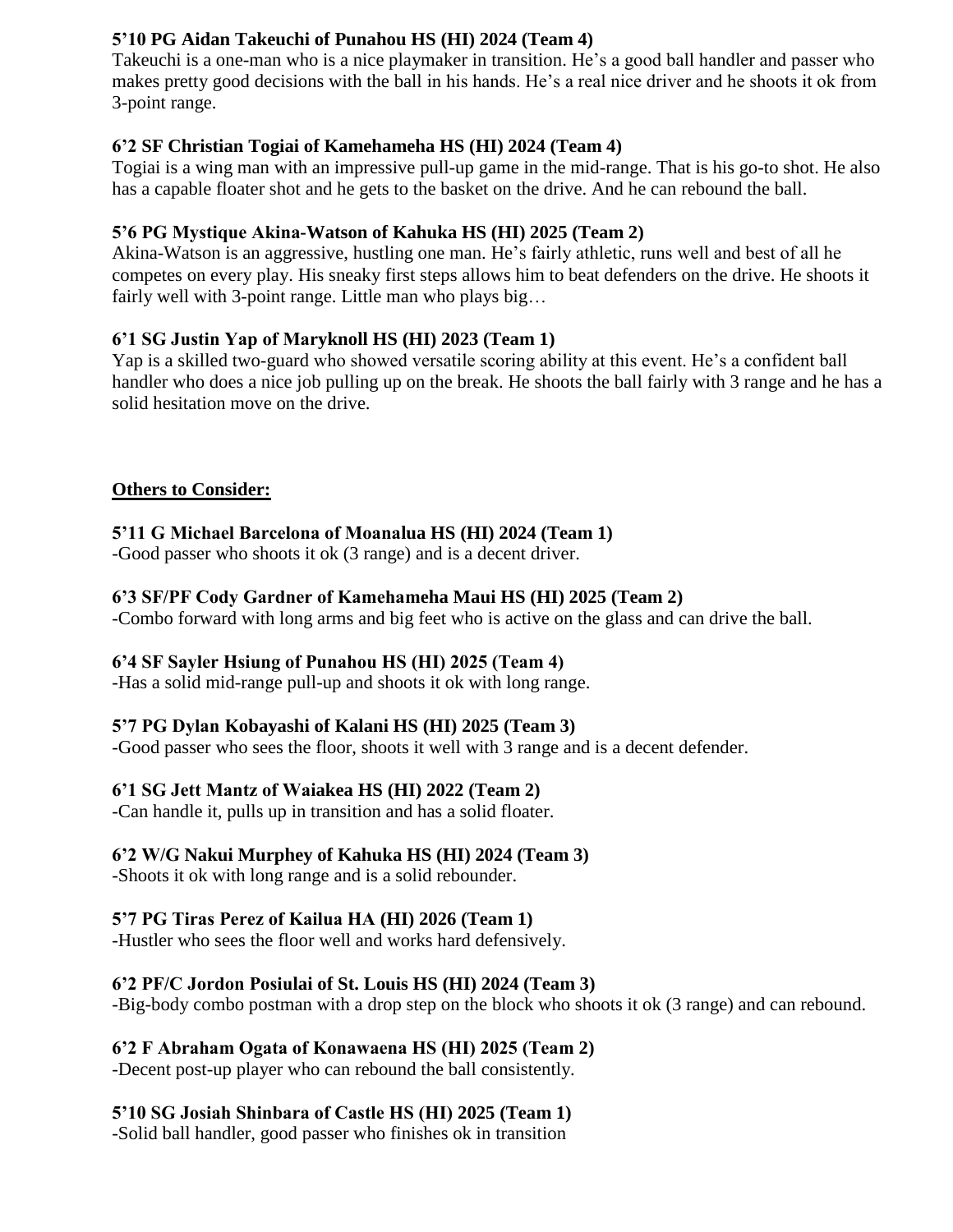**5’10 PG Aidan Takeuchi of Punahou HS (HI) 2024 (Team 4)**
Takeuchi is a one-man who is a nice playmaker in transition. He’s a good ball handler and passer who makes pretty good decisions with the ball in his hands. He’s a real nice driver and he shoots it ok from 3-point range.

**6’2 SF Christian Togiai of Kamehameha HS (HI) 2024 (Team 4)**
Togiai is a wing man with an impressive pull-up game in the mid-range. That is his go-to shot. He also has a capable floater shot and he gets to the basket on the drive. And he can rebound the ball.

**5’6 PG Mystique Akina-Watson of Kahuka HS (HI) 2025 (Team 2)**
Akina-Watson is an aggressive, hustling one man. He’s fairly athletic, runs well and best of all he competes on every play. His sneaky first steps allows him to beat defenders on the drive. He shoots it fairly well with 3-point range. Little man who plays big…

**6’1 SG Justin Yap of Maryknoll HS (HI) 2023 (Team 1)**
Yap is a skilled two-guard who showed versatile scoring ability at this event. He’s a confident ball handler who does a nice job pulling up on the break. He shoots the ball fairly with 3 range and he has a solid hesitation move on the drive.

**<u>Others to Consider:</u>**

**5’11 G Michael Barcelona of Moanalua HS (HI) 2024 (Team 1)**
-Good passer who shoots it ok (3 range) and is a decent driver.

**6’3 SF/PF Cody Gardner of Kamehameha Maui HS (HI) 2025 (Team 2)**
-Combo forward with long arms and big feet who is active on the glass and can drive the ball.

**6’4 SF Sayler Hsiung of Punahou HS (HI) 2025 (Team 4)**
-Has a solid mid-range pull-up and shoots it ok with long range.

**5’7 PG Dylan Kobayashi of Kalani HS (HI) 2025 (Team 3)**
-Good passer who sees the floor, shoots it well with 3 range and is a decent defender.

**6’1 SG Jett Mantz of Waiakea HS (HI) 2022 (Team 2)**
-Can handle it, pulls up in transition and has a solid floater.

**6’2 W/G Nakui Murphey of Kahuka HS (HI) 2024 (Team 3)**
-Shoots it ok with long range and is a solid rebounder.

**5’7 PG Tiras Perez of Kailua HA (HI) 2026 (Team 1)**
-Hustler who sees the floor well and works hard defensively.

**6’2 PF/C Jordon Posiulai of St. Louis HS (HI) 2024 (Team 3)**
-Big-body combo postman with a drop step on the block who shoots it ok (3 range) and can rebound.

**6’2 F Abraham Ogata of Konawaena HS (HI) 2025 (Team 2)**
-Decent post-up player who can rebound the ball consistently.

**5’10 SG Josiah Shinbara of Castle HS (HI) 2025 (Team 1)**
-Solid ball handler, good passer who finishes ok in transition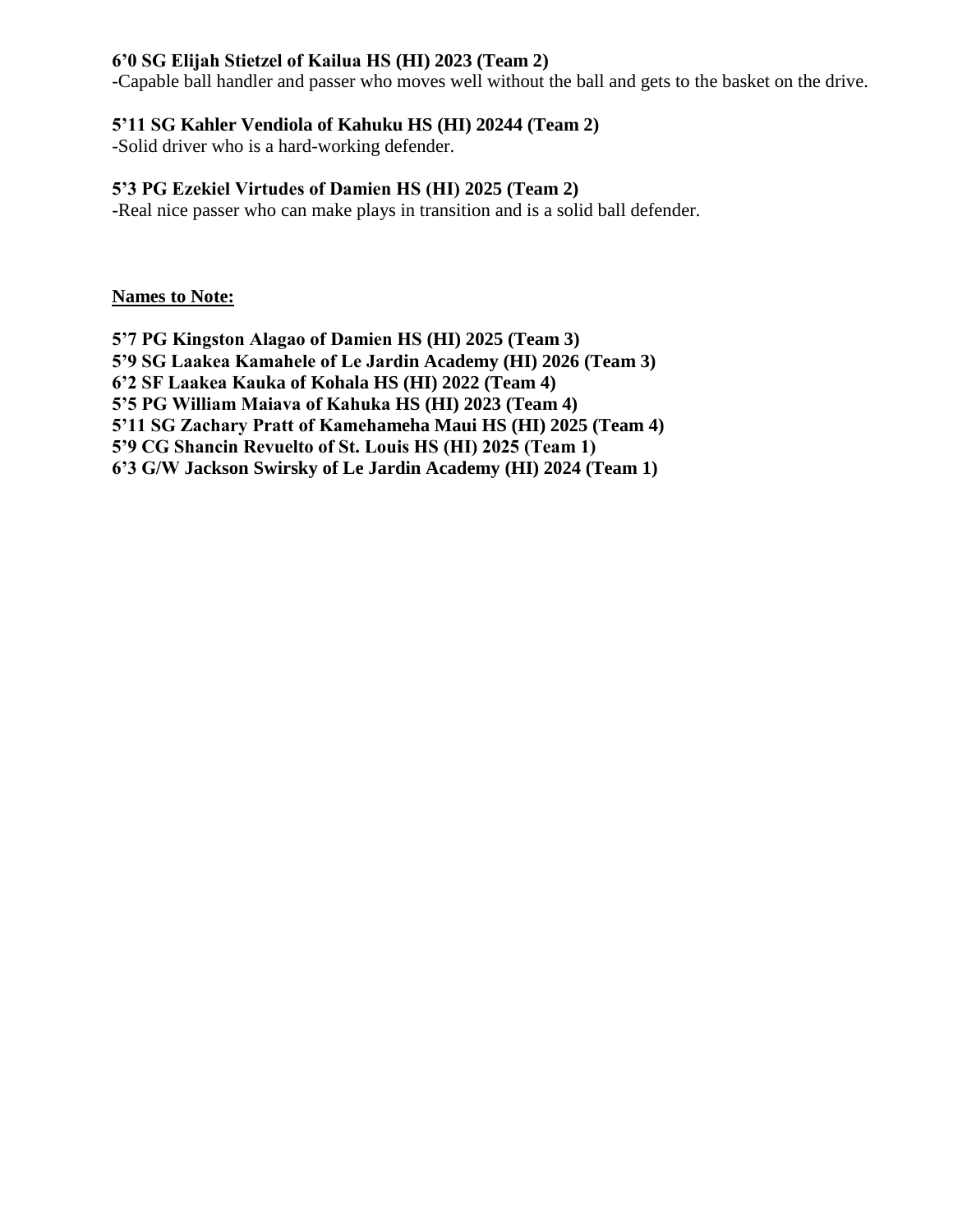**6'0 SG Elijah Stietzel of Kailua HS (HI) 2023 (Team 2)**
-Capable ball handler and passer who moves well without the ball and gets to the basket on the drive.

**5'11 SG Kahler Vendiola of Kahuku HS (HI) 20244 (Team 2)**
-Solid driver who is a hard-working defender.

**5'3 PG Ezekiel Virtudes of Damien HS (HI) 2025 (Team 2)**
-Real nice passer who can make plays in transition and is a solid ball defender.

**<u>Names to Note:</u>**

**5'7 PG Kingston Alagao of Damien HS (HI) 2025 (Team 3)**
**5'9 SG Laakea Kamahele of Le Jardin Academy (HI) 2026 (Team 3)**
**6'2 SF Laakea Kauka of Kohala HS (HI) 2022 (Team 4)**
**5'5 PG William Maiava of Kahuka HS (HI) 2023 (Team 4)**
**5'11 SG Zachary Pratt of Kamehameha Maui HS (HI) 2025 (Team 4)**
**5'9 CG Shancin Revuelto of St. Louis HS (HI) 2025 (Team 1)**
**6'3 G/W Jackson Swirsky of Le Jardin Academy (HI) 2024 (Team 1)**